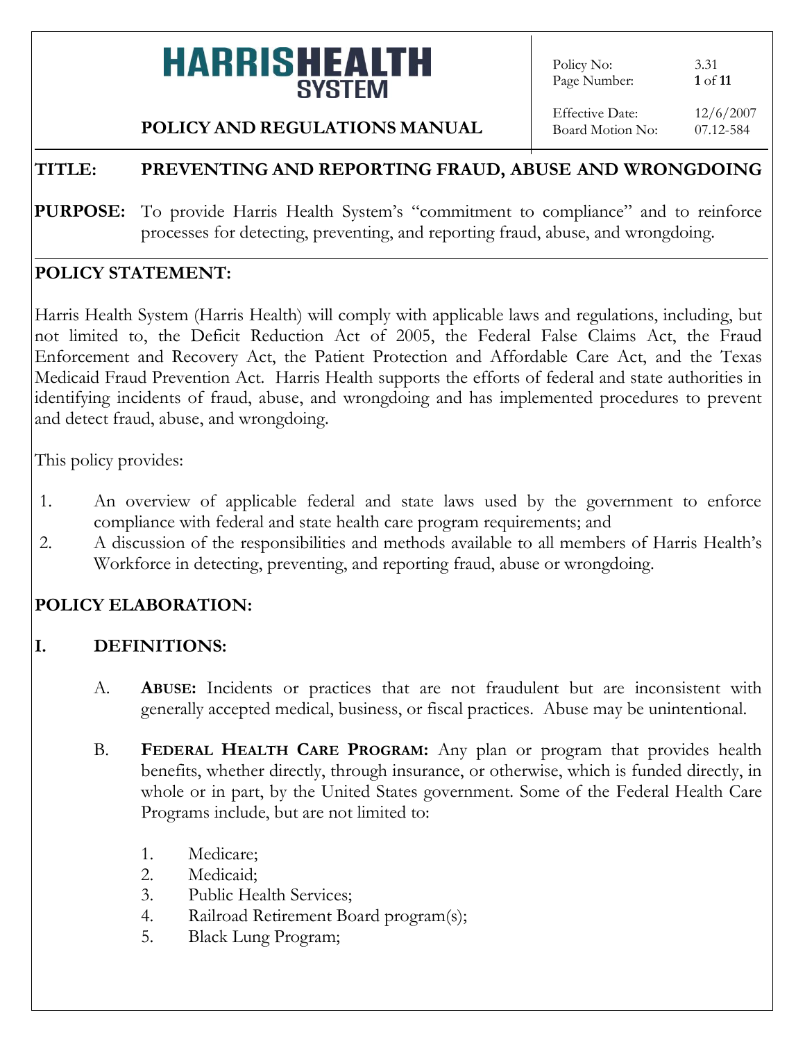# HARRIS HEALTH SYSTEM

**POLICY AND REGULATIONS MANUAL**

| | |
|---|---|
| Policy No: | 3.31 |
| Page Number: | 1 of 11 |
| Effective Date: | 12/6/2007 |
| Board Motion No: | 07.12-584 |

**TITLE: PREVENTING AND REPORTING FRAUD, ABUSE AND WRONGDOING**

**PURPOSE:** To provide Harris Health System's "commitment to compliance" and to reinforce processes for detecting, preventing, and reporting fraud, abuse, and wrongdoing.

## POLICY STATEMENT:

Harris Health System (Harris Health) will comply with applicable laws and regulations, including, but not limited to, the Deficit Reduction Act of 2005, the Federal False Claims Act, the Fraud Enforcement and Recovery Act, the Patient Protection and Affordable Care Act, and the Texas Medicaid Fraud Prevention Act. Harris Health supports the efforts of federal and state authorities in identifying incidents of fraud, abuse, and wrongdoing and has implemented procedures to prevent and detect fraud, abuse, and wrongdoing.

This policy provides:

1. An overview of applicable federal and state laws used by the government to enforce compliance with federal and state health care program requirements; and
2. A discussion of the responsibilities and methods available to all members of Harris Health's Workforce in detecting, preventing, and reporting fraud, abuse or wrongdoing.

## POLICY ELABORATION:

### I. DEFINITIONS:

A. **ABUSE:** Incidents or practices that are not fraudulent but are inconsistent with generally accepted medical, business, or fiscal practices. Abuse may be unintentional.

B. **FEDERAL HEALTH CARE PROGRAM:** Any plan or program that provides health benefits, whether directly, through insurance, or otherwise, which is funded directly, in whole or in part, by the United States government. Some of the Federal Health Care Programs include, but are not limited to:

   1. Medicare;
   2. Medicaid;
   3. Public Health Services;
   4. Railroad Retirement Board program(s);
   5. Black Lung Program;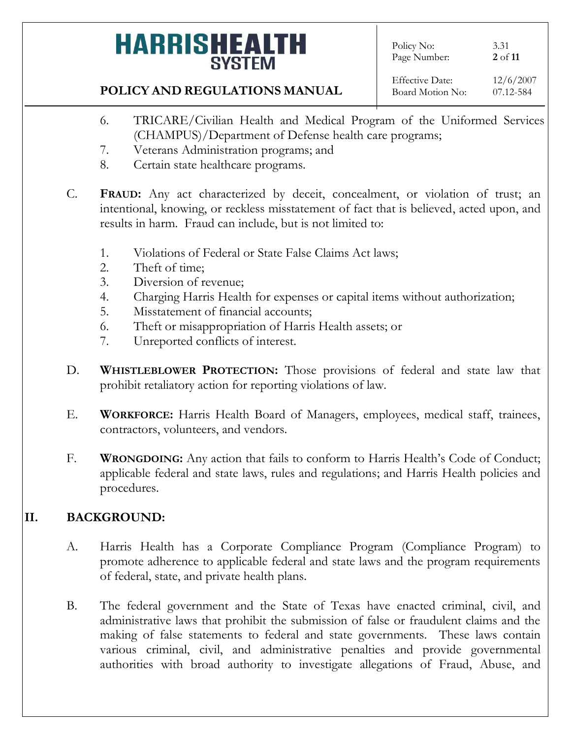6. TRICARE/Civilian Health and Medical Program of the Uniformed Services (CHAMPUS)/Department of Defense health care programs;
7. Veterans Administration programs; and
8. Certain state healthcare programs.

C. **FRAUD:** Any act characterized by deceit, concealment, or violation of trust; an intentional, knowing, or reckless misstatement of fact that is believed, acted upon, and results in harm. Fraud can include, but is not limited to:

   1. Violations of Federal or State False Claims Act laws;
   2. Theft of time;
   3. Diversion of revenue;
   4. Charging Harris Health for expenses or capital items without authorization;
   5. Misstatement of financial accounts;
   6. Theft or misappropriation of Harris Health assets; or
   7. Unreported conflicts of interest.

D. **WHISTLEBLOWER PROTECTION:** Those provisions of federal and state law that prohibit retaliatory action for reporting violations of law.

E. **WORKFORCE:** Harris Health Board of Managers, employees, medical staff, trainees, contractors, volunteers, and vendors.

F. **WRONGDOING:** Any action that fails to conform to Harris Health's Code of Conduct; applicable federal and state laws, rules and regulations; and Harris Health policies and procedures.

## II. BACKGROUND:

A. Harris Health has a Corporate Compliance Program (Compliance Program) to promote adherence to applicable federal and state laws and the program requirements of federal, state, and private health plans.

B. The federal government and the State of Texas have enacted criminal, civil, and administrative laws that prohibit the submission of false or fraudulent claims and the making of false statements to federal and state governments. These laws contain various criminal, civil, and administrative penalties and provide governmental authorities with broad authority to investigate allegations of Fraud, Abuse, and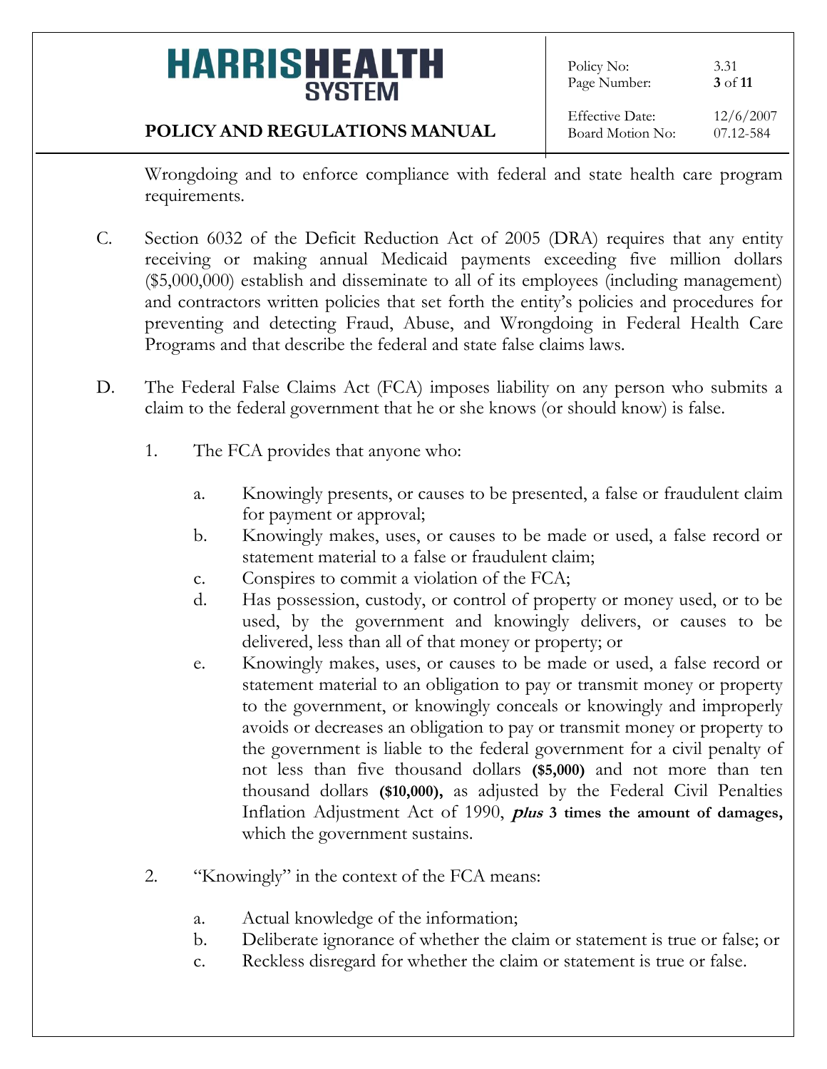Wrongdoing and to enforce compliance with federal and state health care program requirements.

C. Section 6032 of the Deficit Reduction Act of 2005 (DRA) requires that any entity receiving or making annual Medicaid payments exceeding five million dollars ($5,000,000) establish and disseminate to all of its employees (including management) and contractors written policies that set forth the entity's policies and procedures for preventing and detecting Fraud, Abuse, and Wrongdoing in Federal Health Care Programs and that describe the federal and state false claims laws.

D. The Federal False Claims Act (FCA) imposes liability on any person who submits a claim to the federal government that he or she knows (or should know) is false.

   1. The FCA provides that anyone who:

      a. Knowingly presents, or causes to be presented, a false or fraudulent claim for payment or approval;
      b. Knowingly makes, uses, or causes to be made or used, a false record or statement material to a false or fraudulent claim;
      c. Conspires to commit a violation of the FCA;
      d. Has possession, custody, or control of property or money used, or to be used, by the government and knowingly delivers, or causes to be delivered, less than all of that money or property; or
      e. Knowingly makes, uses, or causes to be made or used, a false record or statement material to an obligation to pay or transmit money or property to the government, or knowingly conceals or knowingly and improperly avoids or decreases an obligation to pay or transmit money or property to the government is liable to the federal government for a civil penalty of not less than five thousand dollars **($5,000)** and not more than ten thousand dollars **($10,000),** as adjusted by the Federal Civil Penalties Inflation Adjustment Act of 1990, ***plus* 3 times the amount of damages,** which the government sustains.

   2. "Knowingly" in the context of the FCA means:

      a. Actual knowledge of the information;
      b. Deliberate ignorance of whether the claim or statement is true or false; or
      c. Reckless disregard for whether the claim or statement is true or false.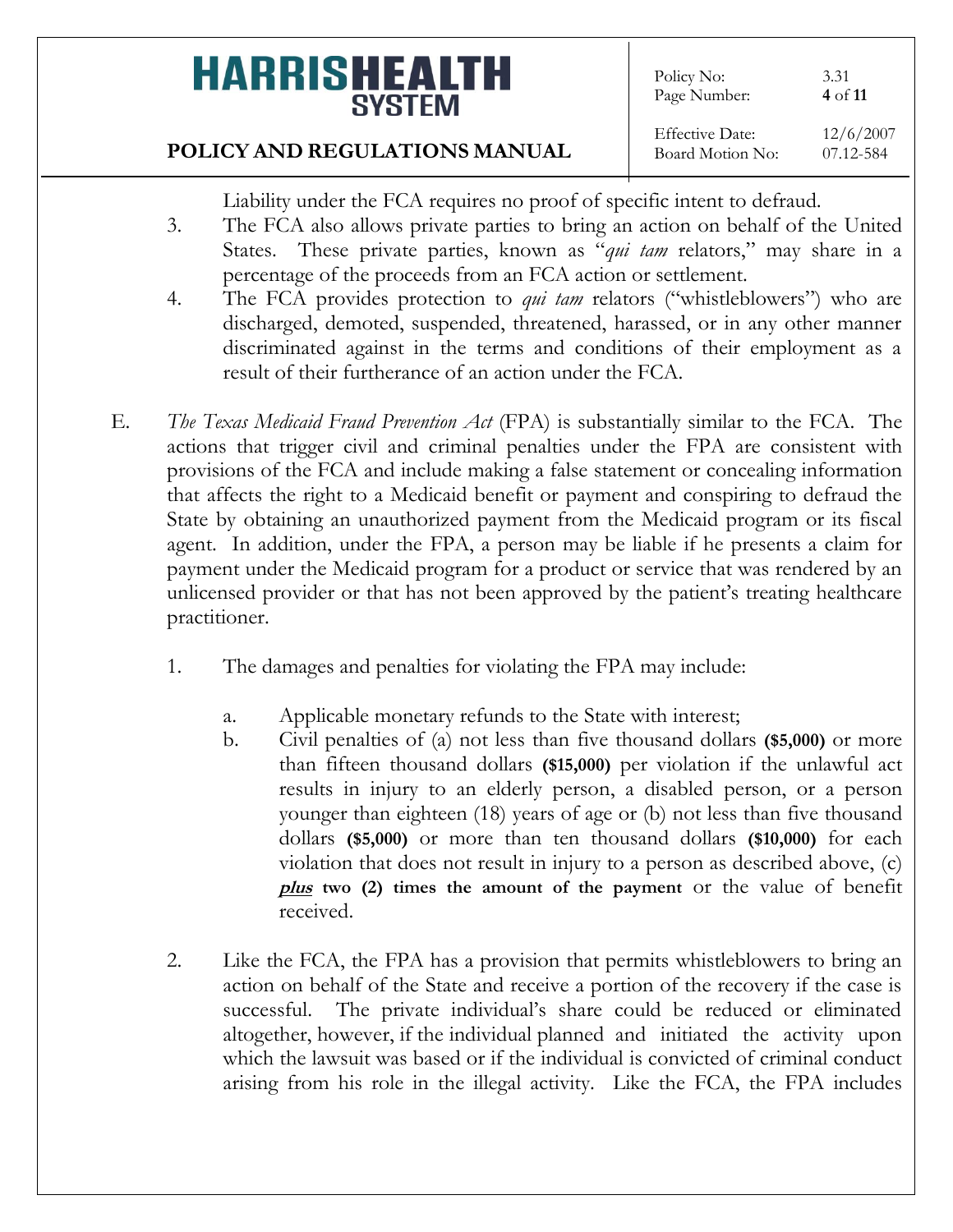Liability under the FCA requires no proof of specific intent to defraud.

3. The FCA also allows private parties to bring an action on behalf of the United States. These private parties, known as "*qui tam* relators," may share in a percentage of the proceeds from an FCA action or settlement.
4. The FCA provides protection to *qui tam* relators ("whistleblowers") who are discharged, demoted, suspended, threatened, harassed, or in any other manner discriminated against in the terms and conditions of their employment as a result of their furtherance of an action under the FCA.

E. *The Texas Medicaid Fraud Prevention Act* (FPA) is substantially similar to the FCA. The actions that trigger civil and criminal penalties under the FPA are consistent with provisions of the FCA and include making a false statement or concealing information that affects the right to a Medicaid benefit or payment and conspiring to defraud the State by obtaining an unauthorized payment from the Medicaid program or its fiscal agent. In addition, under the FPA, a person may be liable if he presents a claim for payment under the Medicaid program for a product or service that was rendered by an unlicensed provider or that has not been approved by the patient's treating healthcare practitioner.

1. The damages and penalties for violating the FPA may include:

   a. Applicable monetary refunds to the State with interest;
   b. Civil penalties of (a) not less than five thousand dollars **($5,000)** or more than fifteen thousand dollars **($15,000)** per violation if the unlawful act results in injury to an elderly person, a disabled person, or a person younger than eighteen (18) years of age or (b) not less than five thousand dollars **($5,000)** or more than ten thousand dollars **($10,000)** for each violation that does not result in injury to a person as described above, (c) ***plus*** **two (2) times the amount of the payment** or the value of benefit received.

2. Like the FCA, the FPA has a provision that permits whistleblowers to bring an action on behalf of the State and receive a portion of the recovery if the case is successful. The private individual's share could be reduced or eliminated altogether, however, if the individual planned and initiated the activity upon which the lawsuit was based or if the individual is convicted of criminal conduct arising from his role in the illegal activity. Like the FCA, the FPA includes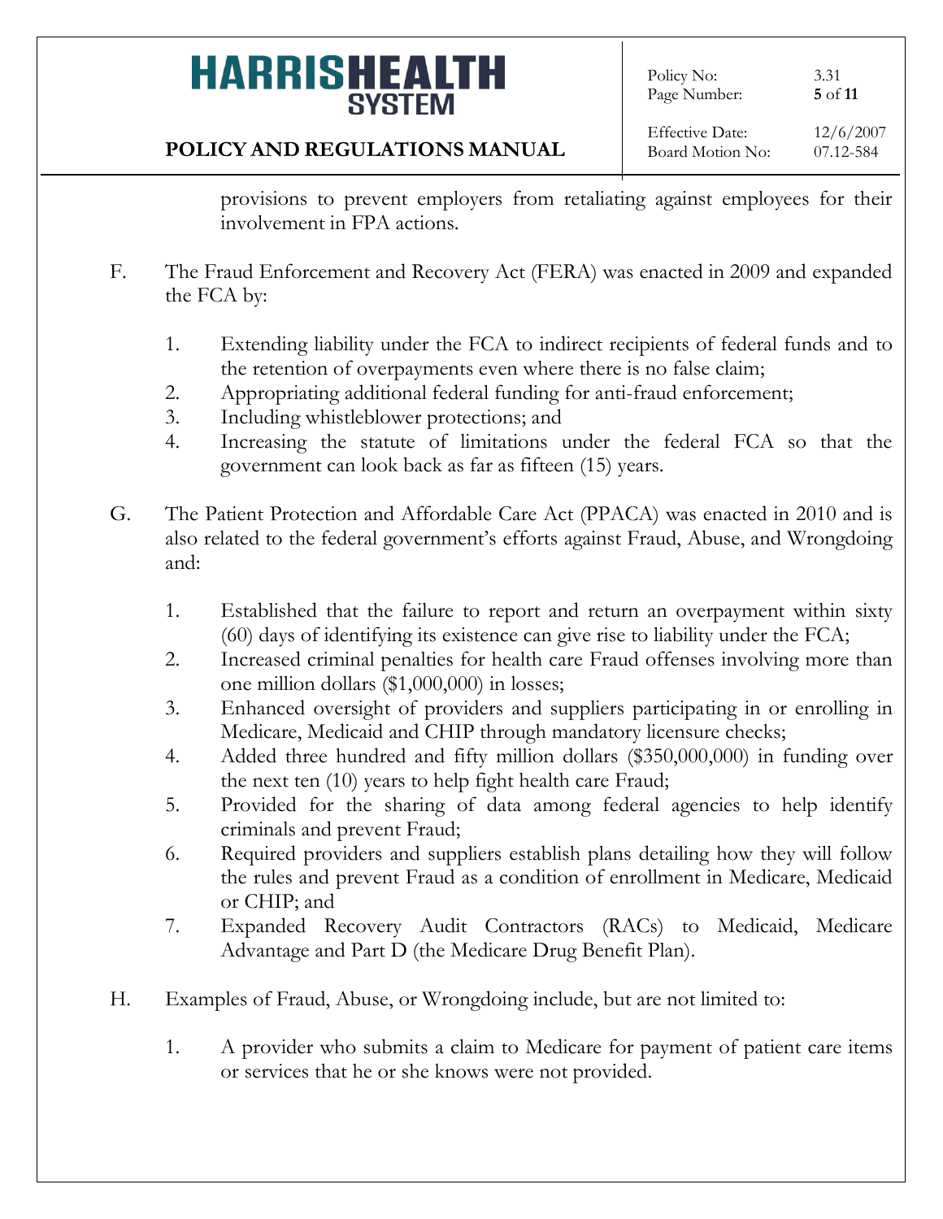provisions to prevent employers from retaliating against employees for their involvement in FPA actions.

F. The Fraud Enforcement and Recovery Act (FERA) was enacted in 2009 and expanded the FCA by:

   1. Extending liability under the FCA to indirect recipients of federal funds and to the retention of overpayments even where there is no false claim;
   2. Appropriating additional federal funding for anti-fraud enforcement;
   3. Including whistleblower protections; and
   4. Increasing the statute of limitations under the federal FCA so that the government can look back as far as fifteen (15) years.

G. The Patient Protection and Affordable Care Act (PPACA) was enacted in 2010 and is also related to the federal government's efforts against Fraud, Abuse, and Wrongdoing and:

   1. Established that the failure to report and return an overpayment within sixty (60) days of identifying its existence can give rise to liability under the FCA;
   2. Increased criminal penalties for health care Fraud offenses involving more than one million dollars ($1,000,000) in losses;
   3. Enhanced oversight of providers and suppliers participating in or enrolling in Medicare, Medicaid and CHIP through mandatory licensure checks;
   4. Added three hundred and fifty million dollars ($350,000,000) in funding over the next ten (10) years to help fight health care Fraud;
   5. Provided for the sharing of data among federal agencies to help identify criminals and prevent Fraud;
   6. Required providers and suppliers establish plans detailing how they will follow the rules and prevent Fraud as a condition of enrollment in Medicare, Medicaid or CHIP; and
   7. Expanded Recovery Audit Contractors (RACs) to Medicaid, Medicare Advantage and Part D (the Medicare Drug Benefit Plan).

H. Examples of Fraud, Abuse, or Wrongdoing include, but are not limited to:

   1. A provider who submits a claim to Medicare for payment of patient care items or services that he or she knows were not provided.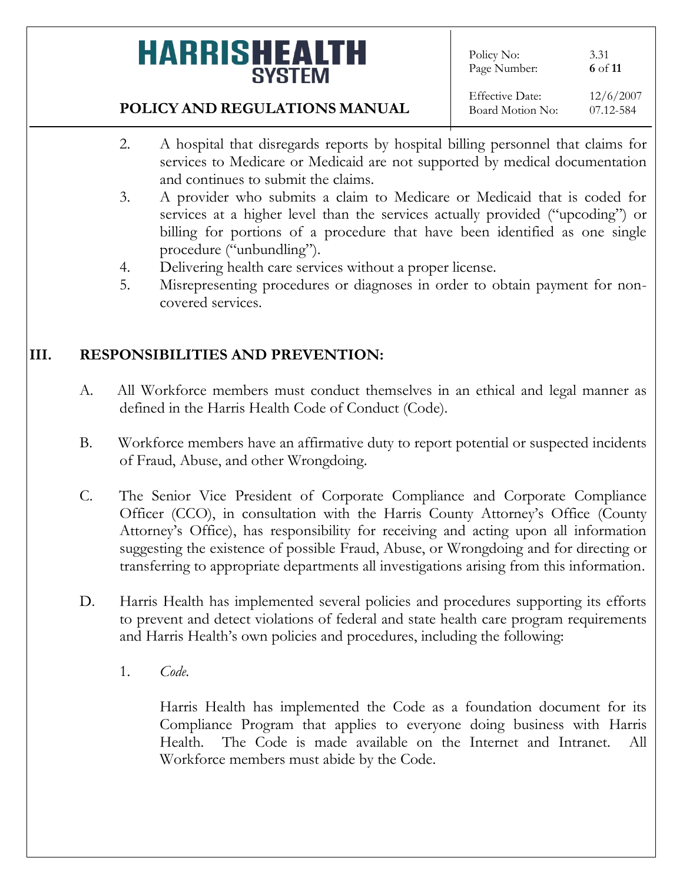2. A hospital that disregards reports by hospital billing personnel that claims for services to Medicare or Medicaid are not supported by medical documentation and continues to submit the claims.
3. A provider who submits a claim to Medicare or Medicaid that is coded for services at a higher level than the services actually provided ("upcoding") or billing for portions of a procedure that have been identified as one single procedure ("unbundling").
4. Delivering health care services without a proper license.
5. Misrepresenting procedures or diagnoses in order to obtain payment for non-covered services.

## III. RESPONSIBILITIES AND PREVENTION:

A. All Workforce members must conduct themselves in an ethical and legal manner as defined in the Harris Health Code of Conduct (Code).

B. Workforce members have an affirmative duty to report potential or suspected incidents of Fraud, Abuse, and other Wrongdoing.

C. The Senior Vice President of Corporate Compliance and Corporate Compliance Officer (CCO), in consultation with the Harris County Attorney's Office (County Attorney's Office), has responsibility for receiving and acting upon all information suggesting the existence of possible Fraud, Abuse, or Wrongdoing and for directing or transferring to appropriate departments all investigations arising from this information.

D. Harris Health has implemented several policies and procedures supporting its efforts to prevent and detect violations of federal and state health care program requirements and Harris Health's own policies and procedures, including the following:

1. *Code.*

   Harris Health has implemented the Code as a foundation document for its Compliance Program that applies to everyone doing business with Harris Health. The Code is made available on the Internet and Intranet. All Workforce members must abide by the Code.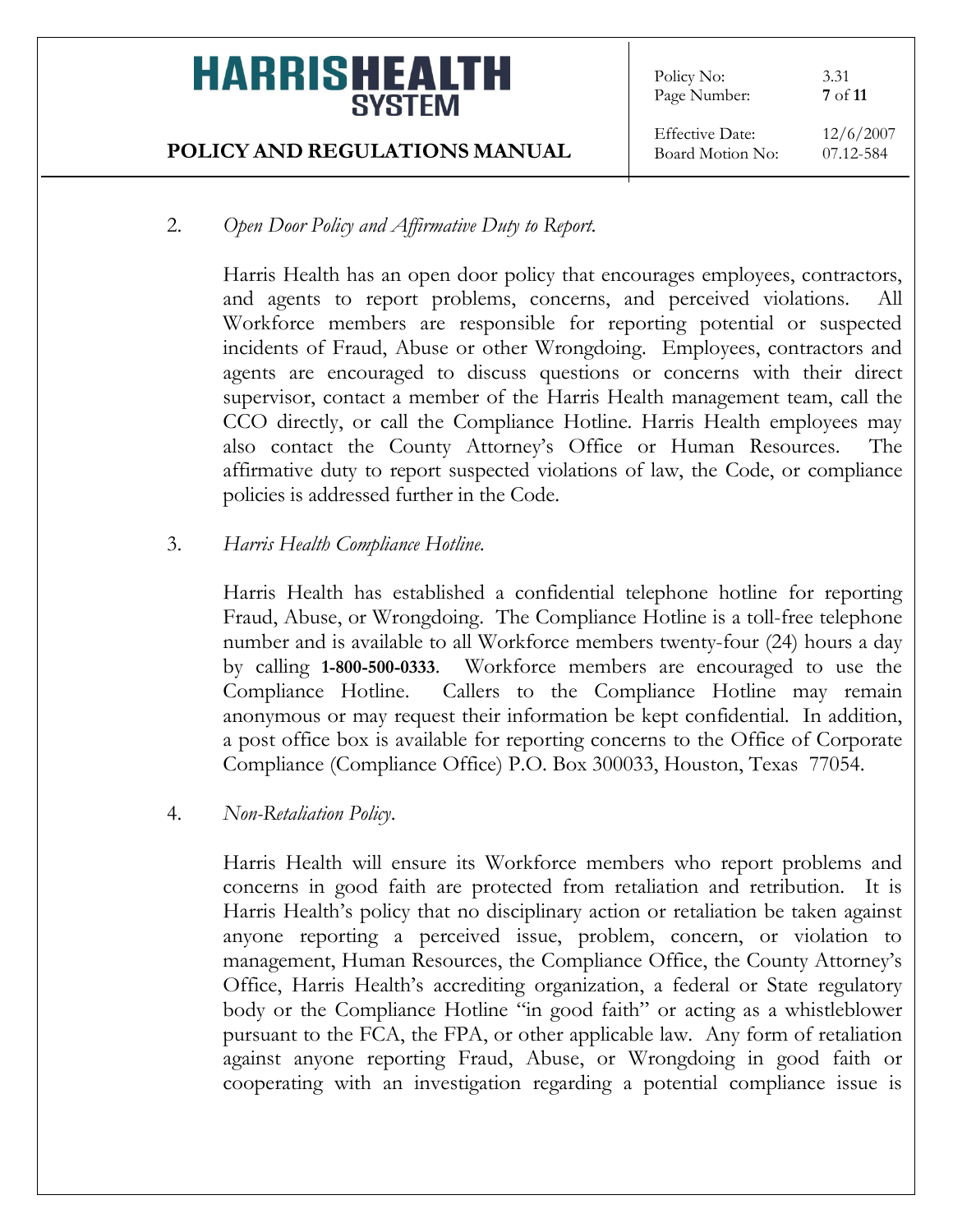2. *Open Door Policy and Affirmative Duty to Report.*

   Harris Health has an open door policy that encourages employees, contractors, and agents to report problems, concerns, and perceived violations. All Workforce members are responsible for reporting potential or suspected incidents of Fraud, Abuse or other Wrongdoing. Employees, contractors and agents are encouraged to discuss questions or concerns with their direct supervisor, contact a member of the Harris Health management team, call the CCO directly, or call the Compliance Hotline. Harris Health employees may also contact the County Attorney's Office or Human Resources. The affirmative duty to report suspected violations of law, the Code, or compliance policies is addressed further in the Code.

3. *Harris Health Compliance Hotline.*

   Harris Health has established a confidential telephone hotline for reporting Fraud, Abuse, or Wrongdoing. The Compliance Hotline is a toll-free telephone number and is available to all Workforce members twenty-four (24) hours a day by calling **1-800-500-0333**. Workforce members are encouraged to use the Compliance Hotline. Callers to the Compliance Hotline may remain anonymous or may request their information be kept confidential. In addition, a post office box is available for reporting concerns to the Office of Corporate Compliance (Compliance Office) P.O. Box 300033, Houston, Texas 77054.

4. *Non-Retaliation Policy*.

   Harris Health will ensure its Workforce members who report problems and concerns in good faith are protected from retaliation and retribution. It is Harris Health's policy that no disciplinary action or retaliation be taken against anyone reporting a perceived issue, problem, concern, or violation to management, Human Resources, the Compliance Office, the County Attorney's Office, Harris Health's accrediting organization, a federal or State regulatory body or the Compliance Hotline "in good faith" or acting as a whistleblower pursuant to the FCA, the FPA, or other applicable law. Any form of retaliation against anyone reporting Fraud, Abuse, or Wrongdoing in good faith or cooperating with an investigation regarding a potential compliance issue is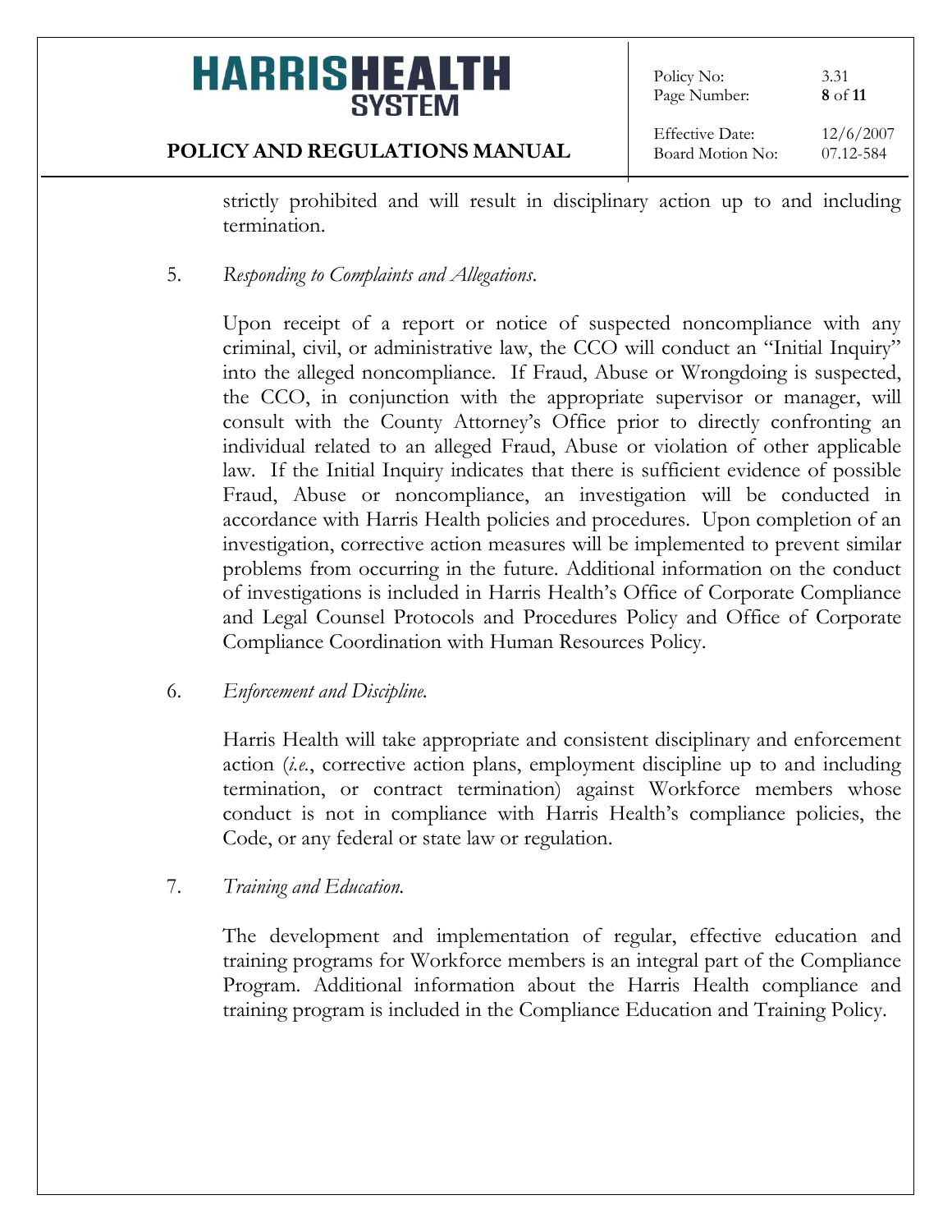strictly prohibited and will result in disciplinary action up to and including termination.

5. *Responding to Complaints and Allegations*.

   Upon receipt of a report or notice of suspected noncompliance with any criminal, civil, or administrative law, the CCO will conduct an "Initial Inquiry" into the alleged noncompliance. If Fraud, Abuse or Wrongdoing is suspected, the CCO, in conjunction with the appropriate supervisor or manager, will consult with the County Attorney's Office prior to directly confronting an individual related to an alleged Fraud, Abuse or violation of other applicable law. If the Initial Inquiry indicates that there is sufficient evidence of possible Fraud, Abuse or noncompliance, an investigation will be conducted in accordance with Harris Health policies and procedures. Upon completion of an investigation, corrective action measures will be implemented to prevent similar problems from occurring in the future. Additional information on the conduct of investigations is included in Harris Health's Office of Corporate Compliance and Legal Counsel Protocols and Procedures Policy and Office of Corporate Compliance Coordination with Human Resources Policy.

6. *Enforcement and Discipline.*

   Harris Health will take appropriate and consistent disciplinary and enforcement action (*i.e.*, corrective action plans, employment discipline up to and including termination, or contract termination) against Workforce members whose conduct is not in compliance with Harris Health's compliance policies, the Code, or any federal or state law or regulation.

7. *Training and Education.*

   The development and implementation of regular, effective education and training programs for Workforce members is an integral part of the Compliance Program. Additional information about the Harris Health compliance and training program is included in the Compliance Education and Training Policy.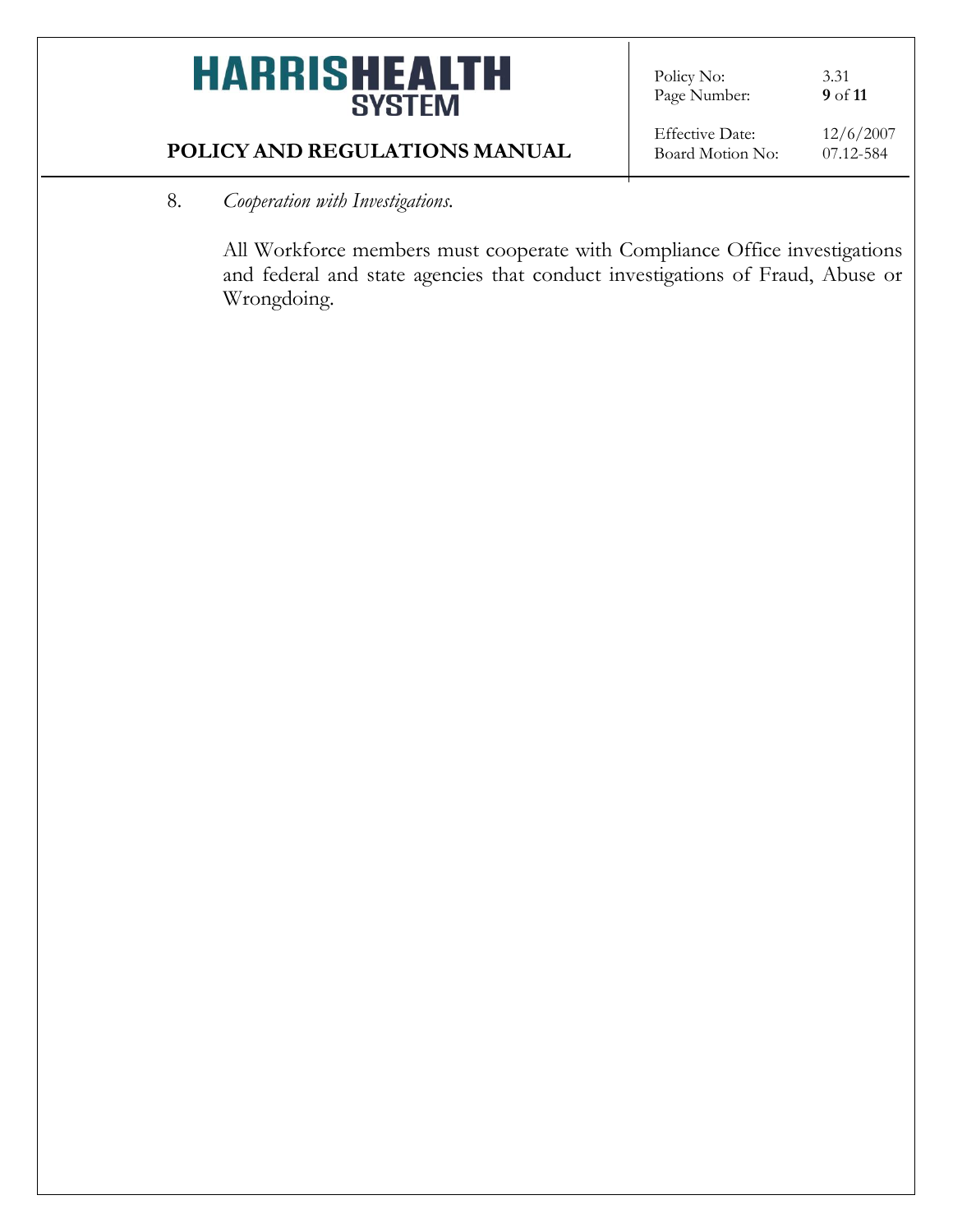8. *Cooperation with Investigations.*

All Workforce members must cooperate with Compliance Office investigations and federal and state agencies that conduct investigations of Fraud, Abuse or Wrongdoing.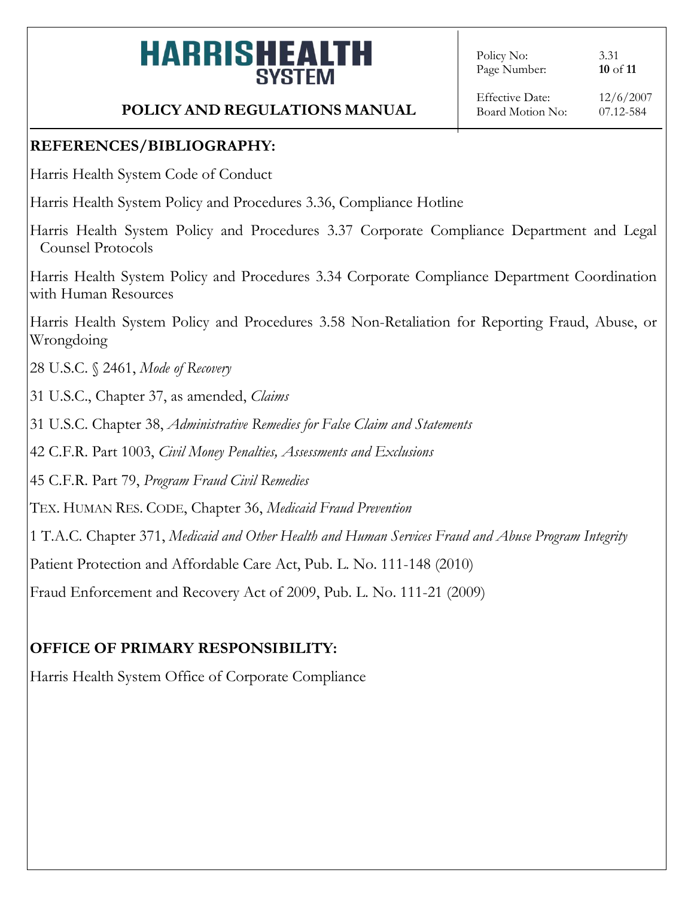## REFERENCES/BIBLIOGRAPHY:

Harris Health System Code of Conduct

Harris Health System Policy and Procedures 3.36, Compliance Hotline

Harris Health System Policy and Procedures 3.37 Corporate Compliance Department and Legal Counsel Protocols

Harris Health System Policy and Procedures 3.34 Corporate Compliance Department Coordination with Human Resources

Harris Health System Policy and Procedures 3.58 Non-Retaliation for Reporting Fraud, Abuse, or Wrongdoing

28 U.S.C. § 2461, *Mode of Recovery*

31 U.S.C., Chapter 37, as amended, *Claims*

31 U.S.C. Chapter 38, *Administrative Remedies for False Claim and Statements*

42 C.F.R. Part 1003, *Civil Money Penalties, Assessments and Exclusions*

45 C.F.R. Part 79, *Program Fraud Civil Remedies*

TEX. HUMAN RES. CODE, Chapter 36, *Medicaid Fraud Prevention*

1 T.A.C. Chapter 371, *Medicaid and Other Health and Human Services Fraud and Abuse Program Integrity*

Patient Protection and Affordable Care Act, Pub. L. No. 111-148 (2010)

Fraud Enforcement and Recovery Act of 2009, Pub. L. No. 111-21 (2009)

## OFFICE OF PRIMARY RESPONSIBILITY:

Harris Health System Office of Corporate Compliance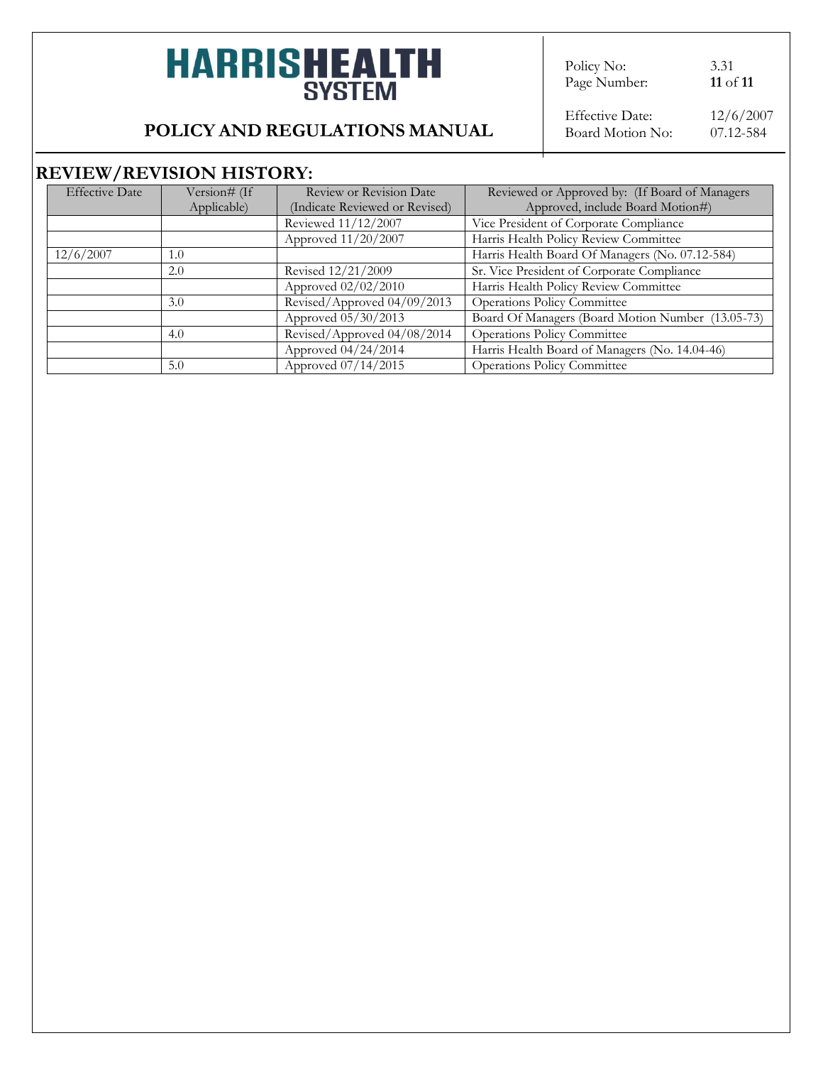## REVIEW/REVISION HISTORY:

| Effective Date | Version# (If Applicable) | Review or Revision Date (Indicate Reviewed or Revised) | Reviewed or Approved by: (If Board of Managers Approved, include Board Motion#) |
|---|---|---|---|
| | | Reviewed 11/12/2007 | Vice President of Corporate Compliance |
| | | Approved 11/20/2007 | Harris Health Policy Review Committee |
| 12/6/2007 | 1.0 | | Harris Health Board Of Managers (No. 07.12-584) |
| | 2.0 | Revised 12/21/2009 | Sr. Vice President of Corporate Compliance |
| | | Approved 02/02/2010 | Harris Health Policy Review Committee |
| | 3.0 | Revised/Approved 04/09/2013 | Operations Policy Committee |
| | | Approved 05/30/2013 | Board Of Managers (Board Motion Number (13.05-73) |
| | 4.0 | Revised/Approved 04/08/2014 | Operations Policy Committee |
| | | Approved 04/24/2014 | Harris Health Board of Managers (No. 14.04-46) |
| | 5.0 | Approved 07/14/2015 | Operations Policy Committee |